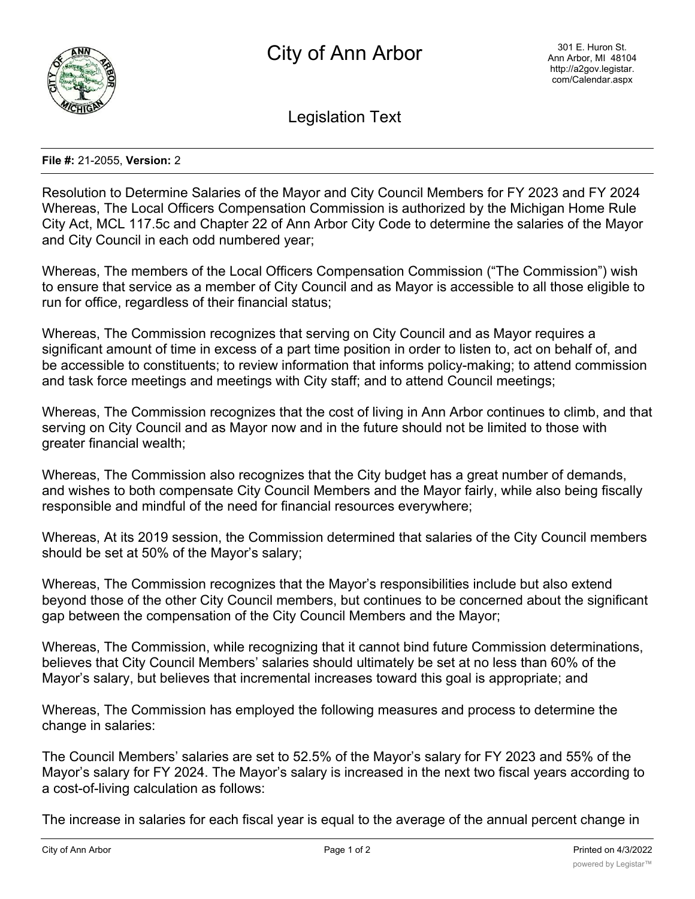# City of Ann Arbor

301 E. Huron St.
Ann Arbor, MI 48104
http://a2gov.legistar.com/Calendar.aspx

## Legislation Text

**File #:** 21-2055, **Version:** 2

Resolution to Determine Salaries of the Mayor and City Council Members for FY 2023 and FY 2024
Whereas, The Local Officers Compensation Commission is authorized by the Michigan Home Rule City Act, MCL 117.5c and Chapter 22 of Ann Arbor City Code to determine the salaries of the Mayor and City Council in each odd numbered year;

Whereas, The members of the Local Officers Compensation Commission ("The Commission") wish to ensure that service as a member of City Council and as Mayor is accessible to all those eligible to run for office, regardless of their financial status;

Whereas, The Commission recognizes that serving on City Council and as Mayor requires a significant amount of time in excess of a part time position in order to listen to, act on behalf of, and be accessible to constituents; to review information that informs policy-making; to attend commission and task force meetings and meetings with City staff; and to attend Council meetings;

Whereas, The Commission recognizes that the cost of living in Ann Arbor continues to climb, and that serving on City Council and as Mayor now and in the future should not be limited to those with greater financial wealth;

Whereas, The Commission also recognizes that the City budget has a great number of demands, and wishes to both compensate City Council Members and the Mayor fairly, while also being fiscally responsible and mindful of the need for financial resources everywhere;

Whereas, At its 2019 session, the Commission determined that salaries of the City Council members should be set at 50% of the Mayor's salary;

Whereas, The Commission recognizes that the Mayor's responsibilities include but also extend beyond those of the other City Council members, but continues to be concerned about the significant gap between the compensation of the City Council Members and the Mayor;

Whereas, The Commission, while recognizing that it cannot bind future Commission determinations, believes that City Council Members' salaries should ultimately be set at no less than 60% of the Mayor's salary, but believes that incremental increases toward this goal is appropriate; and

Whereas, The Commission has employed the following measures and process to determine the change in salaries:

The Council Members' salaries are set to 52.5% of the Mayor's salary for FY 2023 and 55% of the Mayor's salary for FY 2024. The Mayor's salary is increased in the next two fiscal years according to a cost-of-living calculation as follows:

The increase in salaries for each fiscal year is equal to the average of the annual percent change in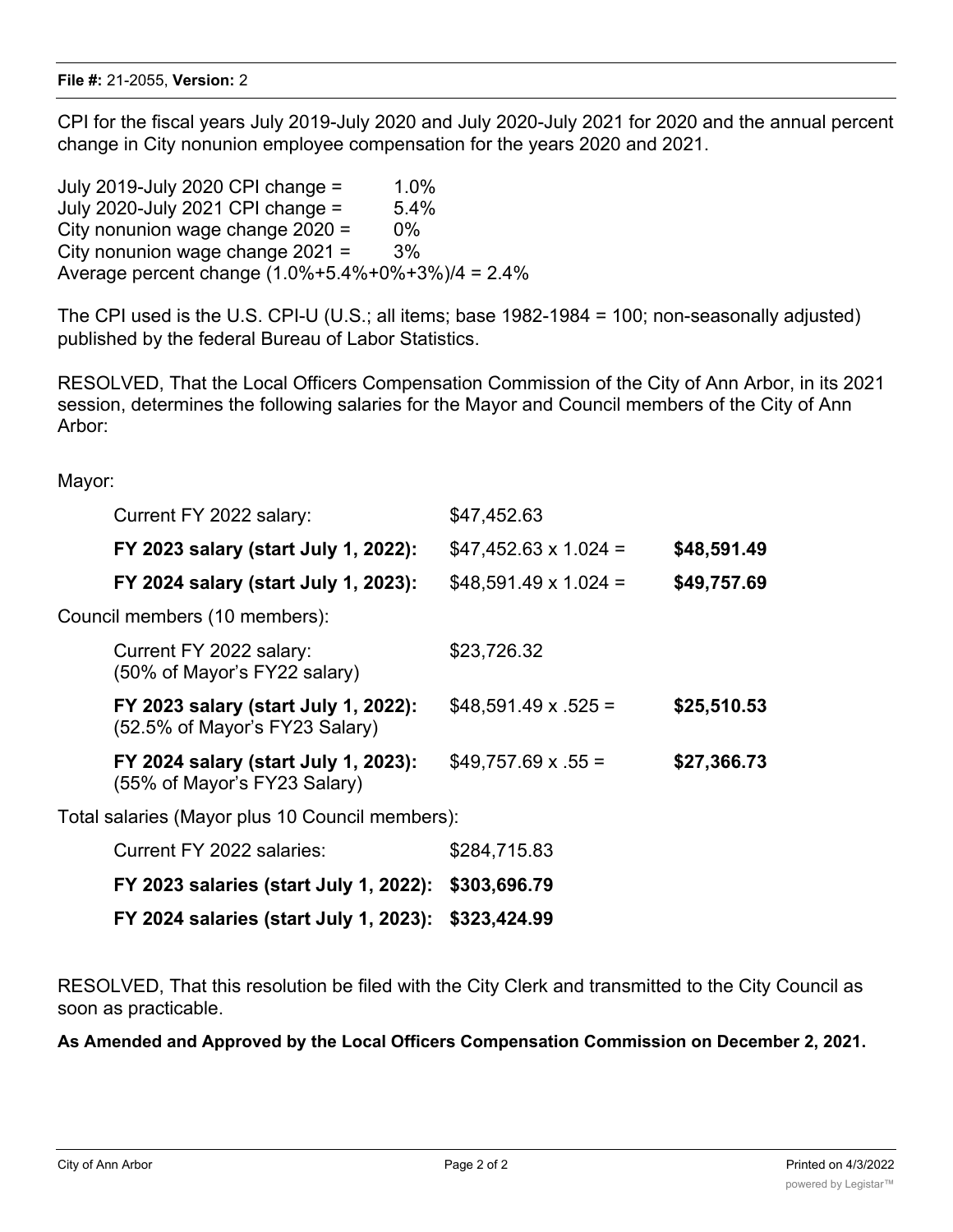CPI for the fiscal years July 2019-July 2020 and July 2020-July 2021 for 2020 and the annual percent change in City nonunion employee compensation for the years 2020 and 2021.

July 2019-July 2020 CPI change = 1.0%
July 2020-July 2021 CPI change = 5.4%
City nonunion wage change 2020 = 0%
City nonunion wage change 2021 = 3%
Average percent change (1.0%+5.4%+0%+3%)/4 = 2.4%

The CPI used is the U.S. CPI-U (U.S.; all items; base 1982-1984 = 100; non-seasonally adjusted) published by the federal Bureau of Labor Statistics.

RESOLVED, That the Local Officers Compensation Commission of the City of Ann Arbor, in its 2021 session, determines the following salaries for the Mayor and Council members of the City of Ann Arbor:

Mayor:

| | | |
|---|---|---|
| Current FY 2022 salary: | $47,452.63 | |
| **FY 2023 salary (start July 1, 2022):** | $47,452.63 x 1.024 = | **$48,591.49** |
| **FY 2024 salary (start July 1, 2023):** | $48,591.49 x 1.024 = | **$49,757.69** |

Council members (10 members):

| | | |
|---|---|---|
| Current FY 2022 salary: (50% of Mayor's FY22 salary) | $23,726.32 | |
| **FY 2023 salary (start July 1, 2022):** (52.5% of Mayor's FY23 Salary) | $48,591.49 x .525 = | **$25,510.53** |
| **FY 2024 salary (start July 1, 2023):** (55% of Mayor's FY23 Salary) | $49,757.69 x .55 = | **$27,366.73** |

Total salaries (Mayor plus 10 Council members):

| | |
|---|---|
| Current FY 2022 salaries: | $284,715.83 |
| **FY 2023 salaries (start July 1, 2022):** | **$303,696.79** |
| **FY 2024 salaries (start July 1, 2023):** | **$323,424.99** |

RESOLVED, That this resolution be filed with the City Clerk and transmitted to the City Council as soon as practicable.

**As Amended and Approved by the Local Officers Compensation Commission on December 2, 2021.**